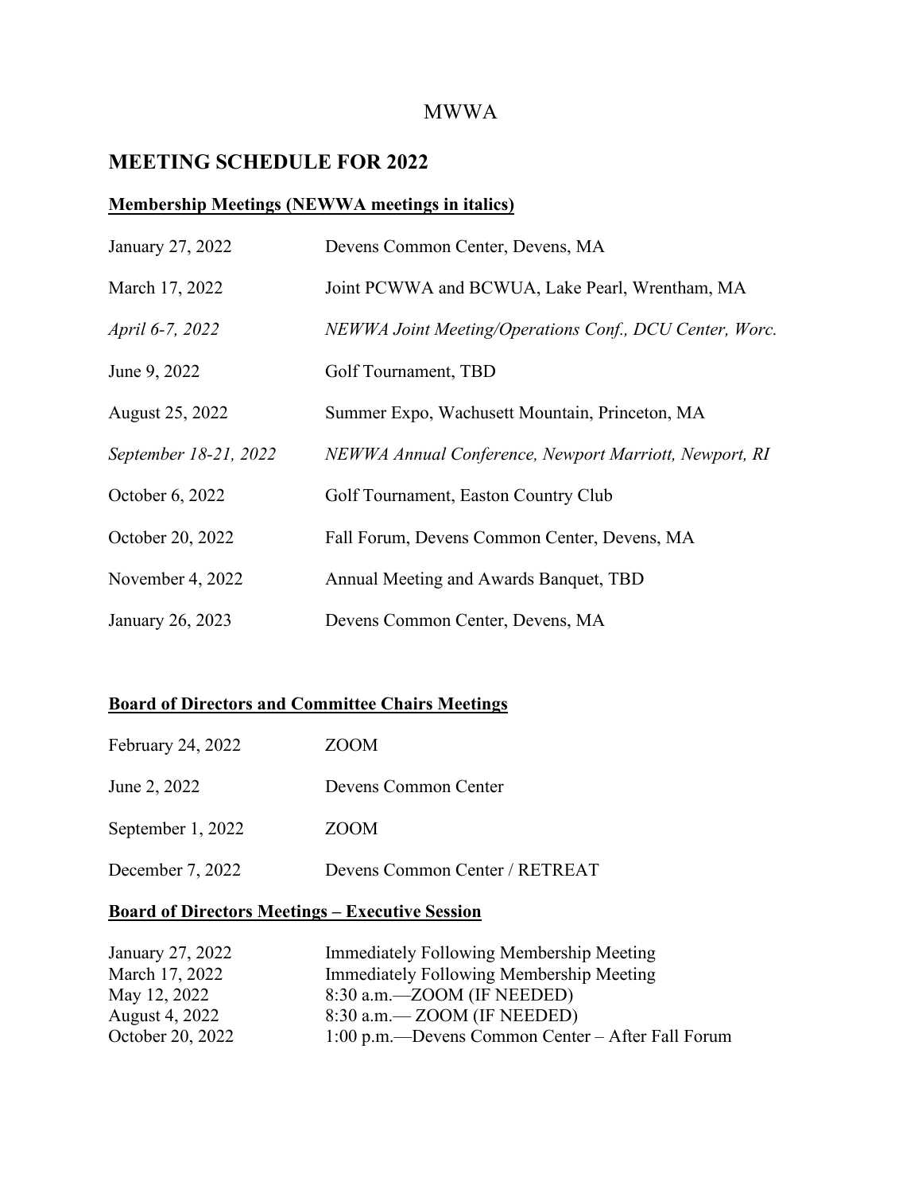MWWA

## MEETING SCHEDULE FOR 2022

**Membership Meetings (NEWWA meetings in italics)**

| | |
|---|---|
| January 27, 2022 | Devens Common Center, Devens, MA |
| March 17, 2022 | Joint PCWWA and BCWUA, Lake Pearl, Wrentham, MA |
| *April 6-7, 2022* | *NEWWA Joint Meeting/Operations Conf., DCU Center, Worc.* |
| June 9, 2022 | Golf Tournament, TBD |
| August 25, 2022 | Summer Expo, Wachusett Mountain, Princeton, MA |
| *September 18-21, 2022* | *NEWWA Annual Conference, Newport Marriott, Newport, RI* |
| October 6, 2022 | Golf Tournament, Easton Country Club |
| October 20, 2022 | Fall Forum, Devens Common Center, Devens, MA |
| November 4, 2022 | Annual Meeting and Awards Banquet, TBD |
| January 26, 2023 | Devens Common Center, Devens, MA |

**Board of Directors and Committee Chairs Meetings**

| | |
|---|---|
| February 24, 2022 | ZOOM |
| June 2, 2022 | Devens Common Center |
| September 1, 2022 | ZOOM |
| December 7, 2022 | Devens Common Center / RETREAT |

**Board of Directors Meetings – Executive Session**

| | |
|---|---|
| January 27, 2022 | Immediately Following Membership Meeting |
| March 17, 2022 | Immediately Following Membership Meeting |
| May 12, 2022 | 8:30 a.m.—ZOOM (IF NEEDED) |
| August 4, 2022 | 8:30 a.m.— ZOOM (IF NEEDED) |
| October 20, 2022 | 1:00 p.m.—Devens Common Center – After Fall Forum |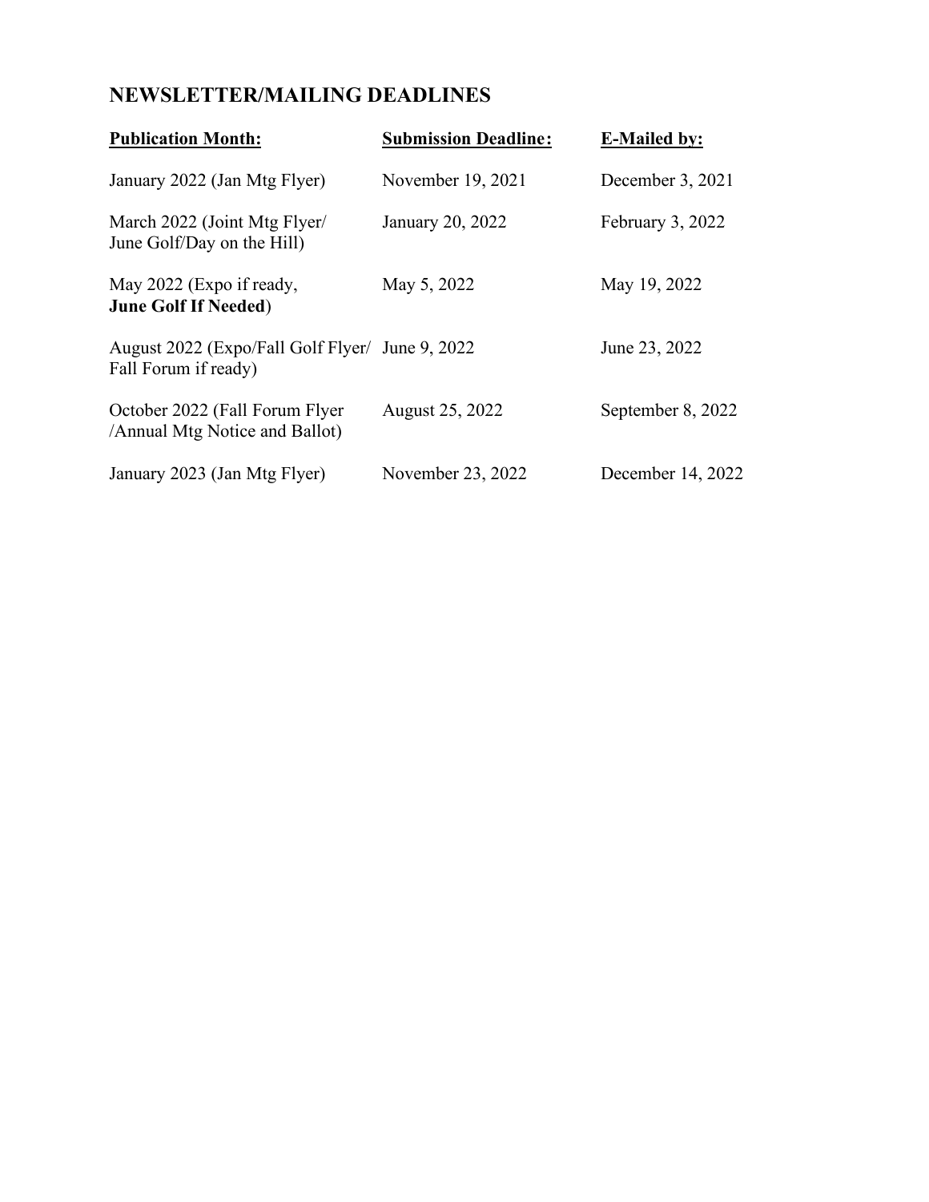## NEWSLETTER/MAILING DEADLINES

| Publication Month: | Submission Deadline: | E-Mailed by: |
|---|---|---|
| January 2022 (Jan Mtg Flyer) | November 19, 2021 | December 3, 2021 |
| March 2022 (Joint Mtg Flyer/ June Golf/Day on the Hill) | January 20, 2022 | February 3, 2022 |
| May 2022 (Expo if ready, **June Golf If Needed**) | May 5, 2022 | May 19, 2022 |
| August 2022 (Expo/Fall Golf Flyer/ Fall Forum if ready) | June 9, 2022 | June 23, 2022 |
| October 2022 (Fall Forum Flyer /Annual Mtg Notice and Ballot) | August 25, 2022 | September 8, 2022 |
| January 2023 (Jan Mtg Flyer) | November 23, 2022 | December 14, 2022 |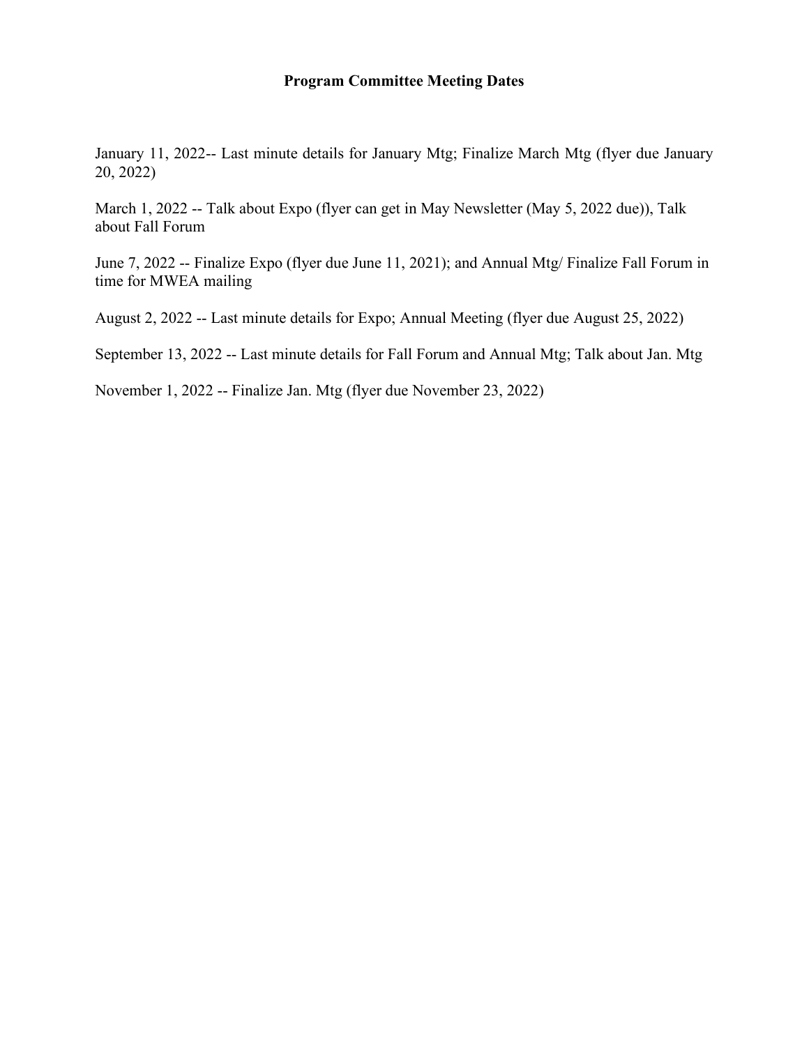**Program Committee Meeting Dates**

January 11, 2022-- Last minute details for January Mtg; Finalize March Mtg (flyer due January 20, 2022)

March 1, 2022 -- Talk about Expo (flyer can get in May Newsletter (May 5, 2022 due)), Talk about Fall Forum

June 7, 2022 -- Finalize Expo (flyer due June 11, 2021); and Annual Mtg/ Finalize Fall Forum in time for MWEA mailing

August 2, 2022 -- Last minute details for Expo; Annual Meeting (flyer due August 25, 2022)

September 13, 2022 -- Last minute details for Fall Forum and Annual Mtg; Talk about Jan. Mtg

November 1, 2022 -- Finalize Jan. Mtg (flyer due November 23, 2022)